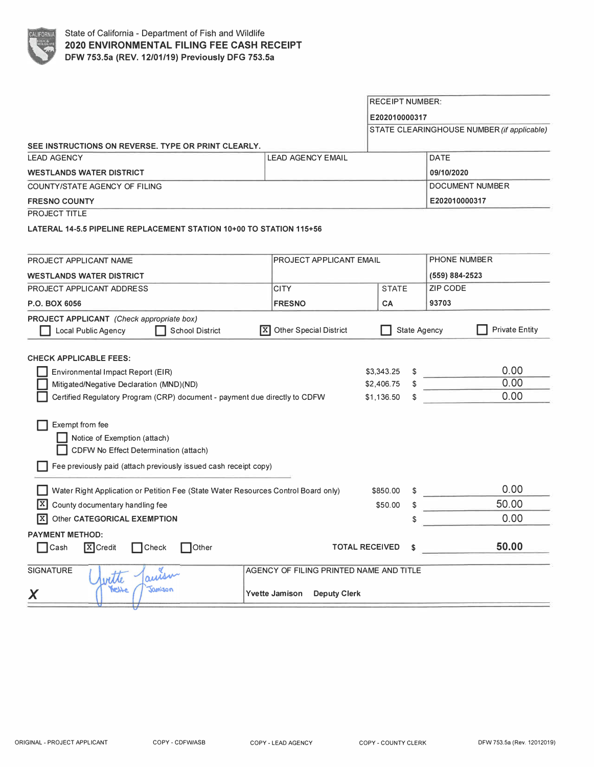State of California - Department of Fish and Wildlife

# 2020 ENVIRONMENTAL FILING FEE CASH RECEIPT

**DFW 753.5a (REV. 12/01/19) Previously DFG 753.5a**

RECEIPT NUMBER:
**E202010000317**

STATE CLEARINGHOUSE NUMBER *(if applicable)*

**SEE INSTRUCTIONS ON REVERSE. TYPE OR PRINT CLEARLY.**

| LEAD AGENCY | LEAD AGENCY EMAIL | DATE |
|---|---|---|
| **WESTLANDS WATER DISTRICT** | | **09/10/2020** |

| COUNTY/STATE AGENCY OF FILING | DOCUMENT NUMBER |
|---|---|
| **FRESNO COUNTY** | **E202010000317** |

PROJECT TITLE

**LATERAL 14-5.5 PIPELINE REPLACEMENT STATION 10+00 TO STATION 115+56**

| PROJECT APPLICANT NAME | PROJECT APPLICANT EMAIL | | PHONE NUMBER |
|---|---|---|---|
| **WESTLANDS WATER DISTRICT** | | | **(559) 884-2523** |
| PROJECT APPLICANT ADDRESS | CITY | STATE | ZIP CODE |
| **P.O. BOX 6056** | **FRESNO** | **CA** | **93703** |

**PROJECT APPLICANT** *(Check appropriate box)*

- [ ] Local Public Agency
- [ ] School District
- [x] Other Special District
- [ ] State Agency
- [ ] Private Entity

**CHECK APPLICABLE FEES:**

| Fee | Amount | Total |
|---|---|---|
| [ ] Environmental Impact Report (EIR) | $3,343.25 | $ 0.00 |
| [ ] Mitigated/Negative Declaration (MND)(ND) | $2,406.75 | $ 0.00 |
| [ ] Certified Regulatory Program (CRP) document - payment due directly to CDFW | $1,136.50 | $ 0.00 |

- [ ] Exempt from fee
  - [ ] Notice of Exemption (attach)
  - [ ] CDFW No Effect Determination (attach)
- [ ] Fee previously paid (attach previously issued cash receipt copy)

| Fee | Amount | Total |
|---|---|---|
| [ ] Water Right Application or Petition Fee (State Water Resources Control Board only) | $850.00 | $ 0.00 |
| [x] County documentary handling fee | $50.00 | $ 50.00 |
| [x] Other **CATEGORICAL EXEMPTION** | | $ 0.00 |

**PAYMENT METHOD:**

- [ ] Cash
- [x] Credit
- [ ] Check
- [ ] Other

**TOTAL RECEIVED $ 50.00**

| SIGNATURE | AGENCY OF FILING PRINTED NAME AND TITLE |
|---|---|
| X Yvette Jamison | **Yvette Jamison Deputy Clerk** |

ORIGINAL - PROJECT APPLICANT    COPY - CDFW/ASB    COPY - LEAD AGENCY    COPY - COUNTY CLERK    DFW 753.5a (Rev. 12012019)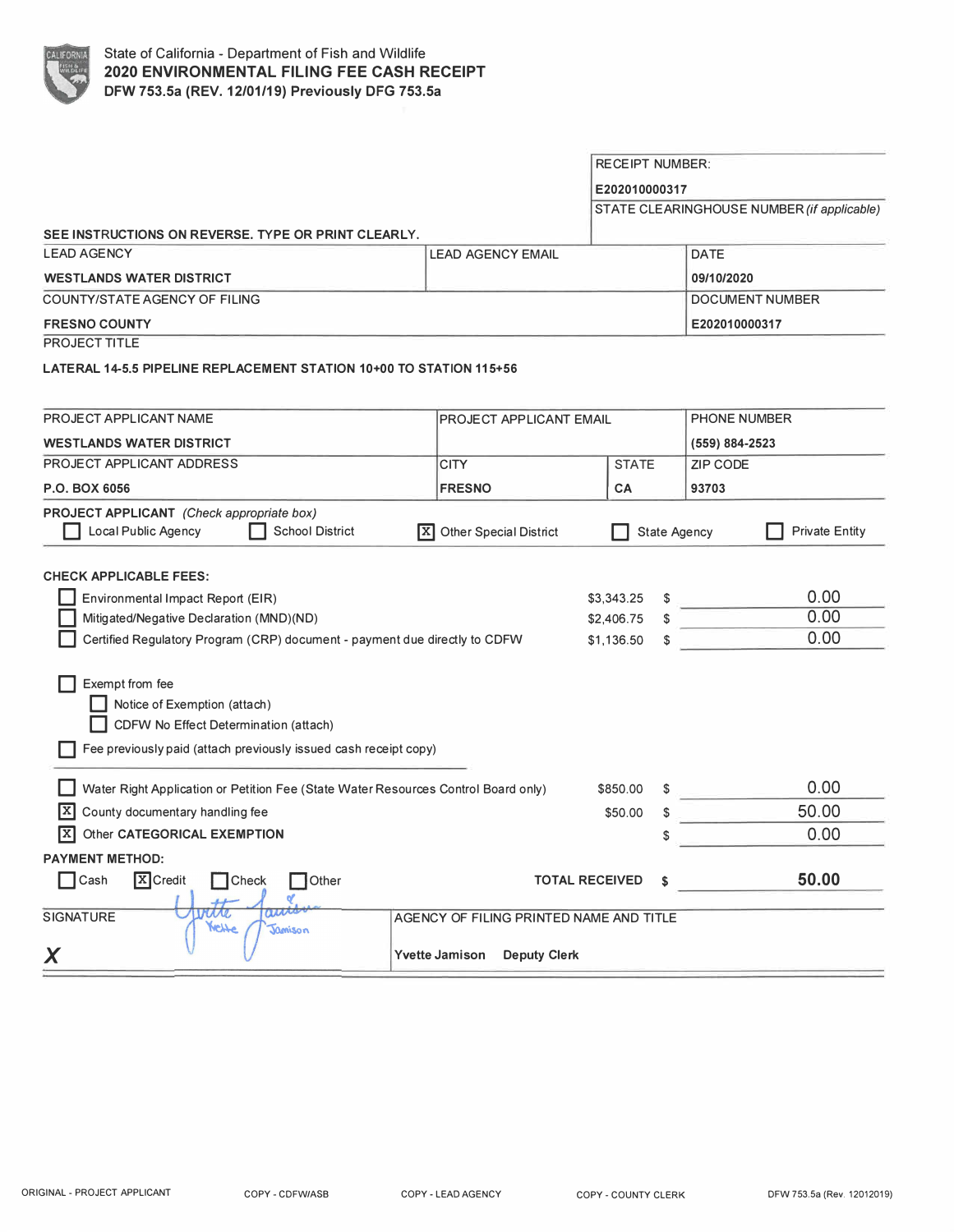State of California - Department of Fish and Wildlife

**2020 ENVIRONMENTAL FILING FEE CASH RECEIPT**

**DFW 753.5a (REV. 12/01/19) Previously DFG 753.5a**

RECEIPT NUMBER: **E202010000317**

STATE CLEARINGHOUSE NUMBER *(if applicable)*

**SEE INSTRUCTIONS ON REVERSE. TYPE OR PRINT CLEARLY.**

| LEAD AGENCY | LEAD AGENCY EMAIL | DATE |
|---|---|---|
| **WESTLANDS WATER DISTRICT** | | **09/10/2020** |

| COUNTY/STATE AGENCY OF FILING | DOCUMENT NUMBER |
|---|---|
| **FRESNO COUNTY** | **E202010000317** |

PROJECT TITLE

**LATERAL 14-5.5 PIPELINE REPLACEMENT STATION 10+00 TO STATION 115+56**

| PROJECT APPLICANT NAME | PROJECT APPLICANT EMAIL | | PHONE NUMBER |
|---|---|---|---|
| **WESTLANDS WATER DISTRICT** | | | **(559) 884-2523** |
| PROJECT APPLICANT ADDRESS | CITY | STATE | ZIP CODE |
| **P.O. BOX 6056** | **FRESNO** | **CA** | **93703** |

**PROJECT APPLICANT** *(Check appropriate box)*

☐ Local Public Agency ☐ School District ☒ Other Special District ☐ State Agency ☐ Private Entity

**CHECK APPLICABLE FEES:**

| | | | |
|---|---|---|---|
| ☐ Environmental Impact Report (EIR) | $3,343.25 | $ | 0.00 |
| ☐ Mitigated/Negative Declaration (MND)(ND) | $2,406.75 | $ | 0.00 |
| ☐ Certified Regulatory Program (CRP) document - payment due directly to CDFW | $1,136.50 | $ | 0.00 |

☐ Exempt from fee
- ☐ Notice of Exemption (attach)
- ☐ CDFW No Effect Determination (attach)

☐ Fee previously paid (attach previously issued cash receipt copy)

| | | | |
|---|---|---|---|
| ☐ Water Right Application or Petition Fee (State Water Resources Control Board only) | $850.00 | $ | 0.00 |
| ☒ County documentary handling fee | $50.00 | $ | 50.00 |
| ☒ Other **CATEGORICAL EXEMPTION** | | $ | 0.00 |

**PAYMENT METHOD:**

☐ Cash ☒ Credit ☐ Check ☐ Other **TOTAL RECEIVED** $ **50.00**

| SIGNATURE | AGENCY OF FILING PRINTED NAME AND TITLE |
|---|---|
| X Yvette Jamison | **Yvette Jamison Deputy Clerk** |

ORIGINAL - PROJECT APPLICANT COPY - CDFW/ASB COPY - LEAD AGENCY COPY - COUNTY CLERK DFW 753.5a (Rev. 12012019)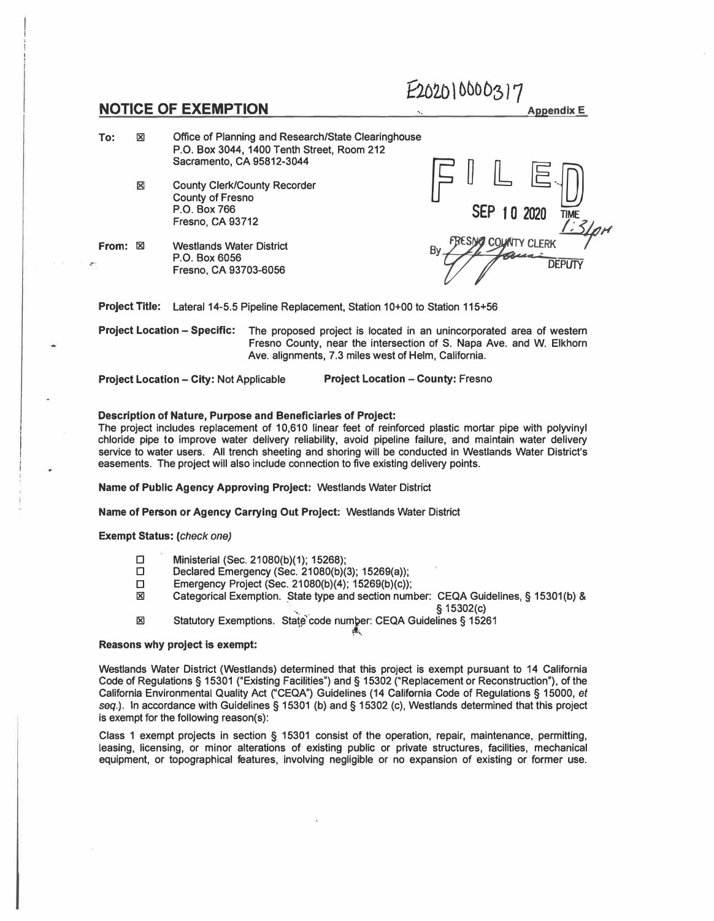E202010000317

## NOTICE OF EXEMPTION

**Appendix E**

**To:** ☒ Office of Planning and Research/State Clearinghouse
P.O. Box 3044, 1400 Tenth Street, Room 212
Sacramento, CA 95812-3044

☒ County Clerk/County Recorder
County of Fresno
P.O. Box 766
Fresno, CA 93712

**From:** ☒ Westlands Water District
P.O. Box 6056
Fresno, CA 93703-6056

FILED
SEP 10 2020
TIME 1:31 PM
FRESNO COUNTY CLERK
By _______ DEPUTY

**Project Title:** Lateral 14-5.5 Pipeline Replacement, Station 10+00 to Station 115+56

**Project Location – Specific:** The proposed project is located in an unincorporated area of western Fresno County, near the intersection of S. Napa Ave. and W. Elkhorn Ave. alignments, 7.3 miles west of Helm, California.

**Project Location – City:** Not Applicable **Project Location – County:** Fresno

**Description of Nature, Purpose and Beneficiaries of Project:**
The project includes replacement of 10,610 linear feet of reinforced plastic mortar pipe with polyvinyl chloride pipe to improve water delivery reliability, avoid pipeline failure, and maintain water delivery service to water users. All trench sheeting and shoring will be conducted in Westlands Water District's easements. The project will also include connection to five existing delivery points.

**Name of Public Agency Approving Project:** Westlands Water District

**Name of Person or Agency Carrying Out Project:** Westlands Water District

**Exempt Status:** *(check one)*

- ☐ Ministerial (Sec. 21080(b)(1); 15268);
- ☐ Declared Emergency (Sec. 21080(b)(3); 15269(a));
- ☐ Emergency Project (Sec. 21080(b)(4); 15269(b)(c));
- ☒ Categorical Exemption. State type and section number: CEQA Guidelines, § 15301(b) & § 15302(c)
- ☒ Statutory Exemptions. State code number: CEQA Guidelines § 15261

**Reasons why project is exempt:**

Westlands Water District (Westlands) determined that this project is exempt pursuant to 14 California Code of Regulations § 15301 ("Existing Facilities") and § 15302 ("Replacement or Reconstruction"), of the California Environmental Quality Act ("CEQA") Guidelines (14 California Code of Regulations § 15000, *et seq.*). In accordance with Guidelines § 15301 (b) and § 15302 (c), Westlands determined that this project is exempt for the following reason(s):

Class 1 exempt projects in section § 15301 consist of the operation, repair, maintenance, permitting, leasing, licensing, or minor alterations of existing public or private structures, facilities, mechanical equipment, or topographical features, involving negligible or no expansion of existing or former use.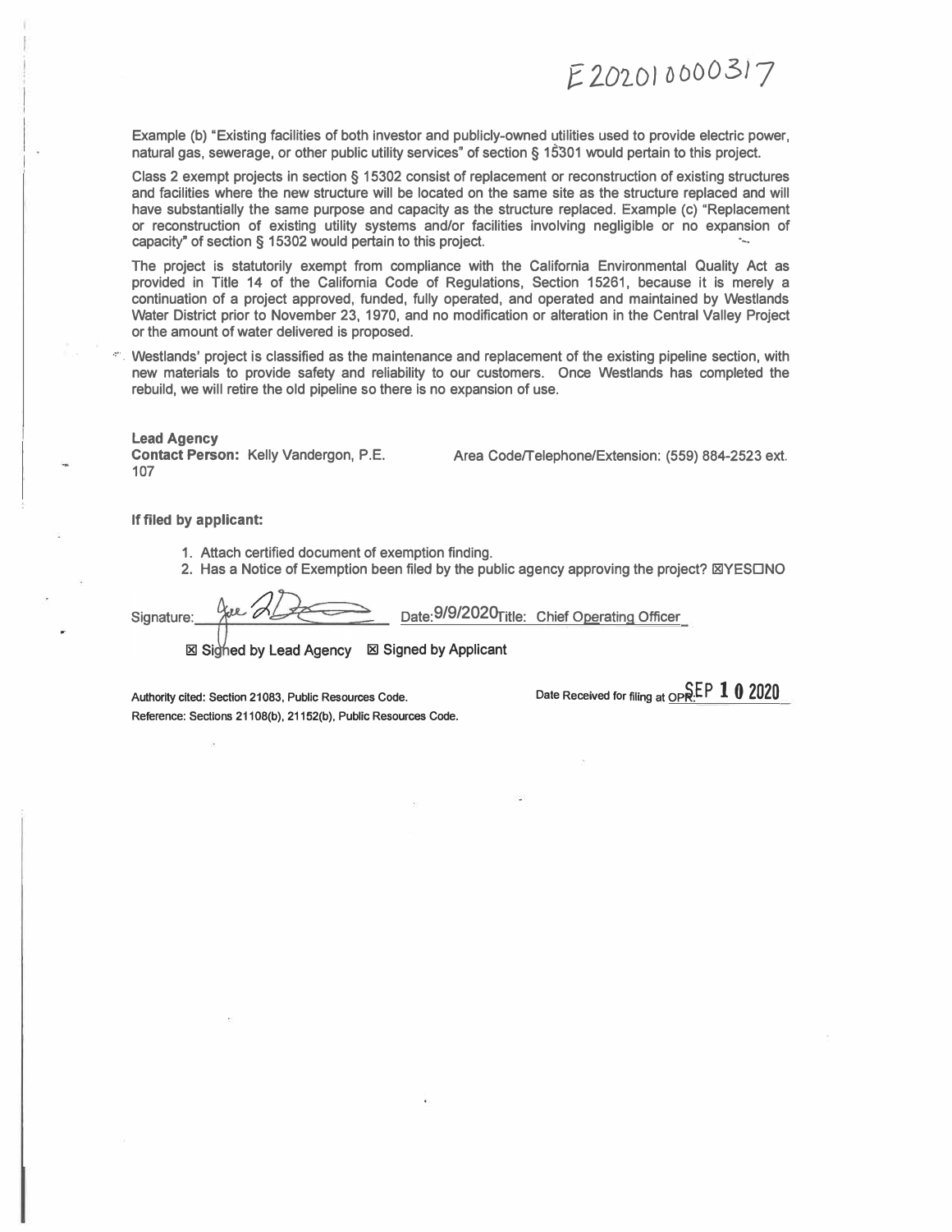E202010000317

Example (b) "Existing facilities of both investor and publicly-owned utilities used to provide electric power, natural gas, sewerage, or other public utility services" of section § 15301 would pertain to this project.

Class 2 exempt projects in section § 15302 consist of replacement or reconstruction of existing structures and facilities where the new structure will be located on the same site as the structure replaced and will have substantially the same purpose and capacity as the structure replaced. Example (c) "Replacement or reconstruction of existing utility systems and/or facilities involving negligible or no expansion of capacity" of section § 15302 would pertain to this project.

The project is statutorily exempt from compliance with the California Environmental Quality Act as provided in Title 14 of the California Code of Regulations, Section 15261, because it is merely a continuation of a project approved, funded, fully operated, and operated and maintained by Westlands Water District prior to November 23, 1970, and no modification or alteration in the Central Valley Project or the amount of water delivered is proposed.

Westlands' project is classified as the maintenance and replacement of the existing pipeline section, with new materials to provide safety and reliability to our customers. Once Westlands has completed the rebuild, we will retire the old pipeline so there is no expansion of use.

**Lead Agency**
**Contact Person:** Kelly Vandergon, P.E. Area Code/Telephone/Extension: (559) 884-2523 ext. 107

**If filed by applicant:**

1. Attach certified document of exemption finding.
2. Has a Notice of Exemption been filed by the public agency approving the project? ☒YES☐NO

Signature: _______________ Date: 9/9/2020 Title: Chief Operating Officer

☒ Signed by Lead Agency ☒ Signed by Applicant

Authority cited: Section 21083, Public Resources Code.
Reference: Sections 21108(b), 21152(b), Public Resources Code.

Date Received for filing at OPR: SEP 10 2020